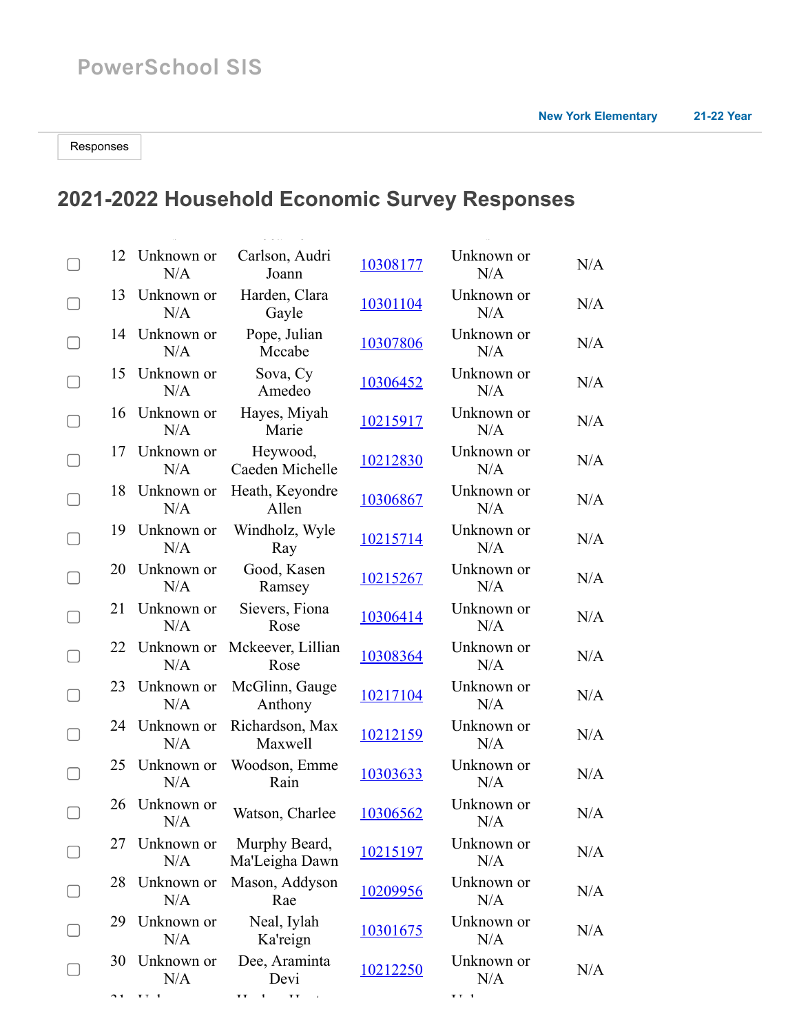PowerSchool SIS

New York Elementary 21-22 Year

Responses

## 2021-2022 Household Economic Survey Responses

| | # | | Name | ID | | |
|---|---|---|---|---|---|---|
| ☐ | 12 | Unknown or N/A | Carlson, Audri Joann | 10308177 | Unknown or N/A | N/A |
| ☐ | 13 | Unknown or N/A | Harden, Clara Gayle | 10301104 | Unknown or N/A | N/A |
| ☐ | 14 | Unknown or N/A | Pope, Julian Mccabe | 10307806 | Unknown or N/A | N/A |
| ☐ | 15 | Unknown or N/A | Sova, Cy Amedeo | 10306452 | Unknown or N/A | N/A |
| ☐ | 16 | Unknown or N/A | Hayes, Miyah Marie | 10215917 | Unknown or N/A | N/A |
| ☐ | 17 | Unknown or N/A | Heywood, Caeden Michelle | 10212830 | Unknown or N/A | N/A |
| ☐ | 18 | Unknown or N/A | Heath, Keyondre Allen | 10306867 | Unknown or N/A | N/A |
| ☐ | 19 | Unknown or N/A | Windholz, Wyle Ray | 10215714 | Unknown or N/A | N/A |
| ☐ | 20 | Unknown or N/A | Good, Kasen Ramsey | 10215267 | Unknown or N/A | N/A |
| ☐ | 21 | Unknown or N/A | Sievers, Fiona Rose | 10306414 | Unknown or N/A | N/A |
| ☐ | 22 | Unknown or N/A | Mckeever, Lillian Rose | 10308364 | Unknown or N/A | N/A |
| ☐ | 23 | Unknown or N/A | McGlinn, Gauge Anthony | 10217104 | Unknown or N/A | N/A |
| ☐ | 24 | Unknown or N/A | Richardson, Max Maxwell | 10212159 | Unknown or N/A | N/A |
| ☐ | 25 | Unknown or N/A | Woodson, Emme Rain | 10303633 | Unknown or N/A | N/A |
| ☐ | 26 | Unknown or N/A | Watson, Charlee | 10306562 | Unknown or N/A | N/A |
| ☐ | 27 | Unknown or N/A | Murphy Beard, Ma'Leigha Dawn | 10215197 | Unknown or N/A | N/A |
| ☐ | 28 | Unknown or N/A | Mason, Addyson Rae | 10209956 | Unknown or N/A | N/A |
| ☐ | 29 | Unknown or N/A | Neal, Iylah Ka'reign | 10301675 | Unknown or N/A | N/A |
| ☐ | 30 | Unknown or N/A | Dee, Araminta Devi | 10212250 | Unknown or N/A | N/A |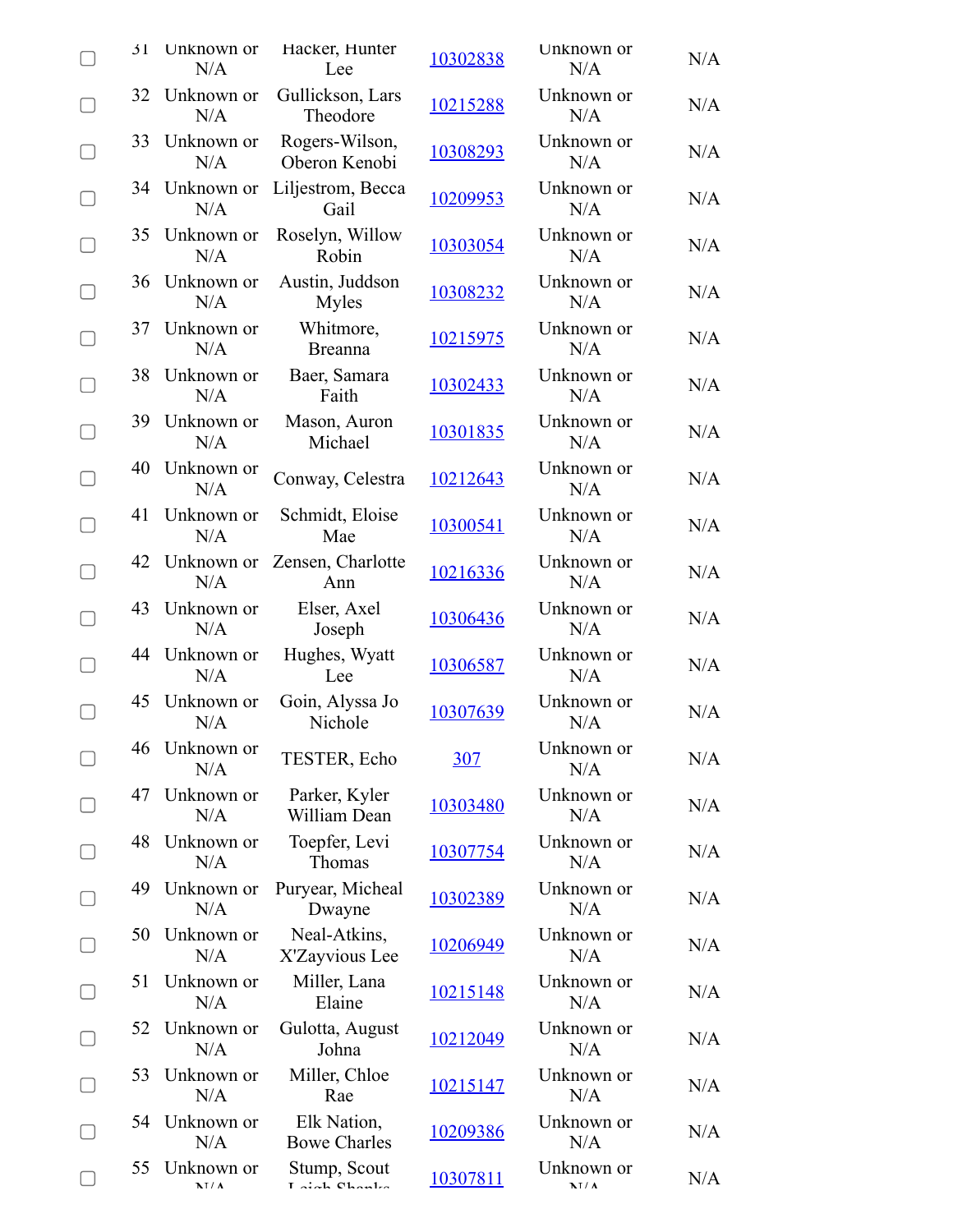|  | 31 | Unknown or N/A | Hacker, Hunter Lee | 10302838 | Unknown or N/A | N/A |
|---|---|---|---|---|---|---|
|  | 32 | Unknown or N/A | Gullickson, Lars Theodore | 10215288 | Unknown or N/A | N/A |
|  | 33 | Unknown or N/A | Rogers-Wilson, Oberon Kenobi | 10308293 | Unknown or N/A | N/A |
|  | 34 | Unknown or N/A | Liljestrom, Becca Gail | 10209953 | Unknown or N/A | N/A |
|  | 35 | Unknown or N/A | Roselyn, Willow Robin | 10303054 | Unknown or N/A | N/A |
|  | 36 | Unknown or N/A | Austin, Juddson Myles | 10308232 | Unknown or N/A | N/A |
|  | 37 | Unknown or N/A | Whitmore, Breanna | 10215975 | Unknown or N/A | N/A |
|  | 38 | Unknown or N/A | Baer, Samara Faith | 10302433 | Unknown or N/A | N/A |
|  | 39 | Unknown or N/A | Mason, Auron Michael | 10301835 | Unknown or N/A | N/A |
|  | 40 | Unknown or N/A | Conway, Celestra | 10212643 | Unknown or N/A | N/A |
|  | 41 | Unknown or N/A | Schmidt, Eloise Mae | 10300541 | Unknown or N/A | N/A |
|  | 42 | Unknown or N/A | Zensen, Charlotte Ann | 10216336 | Unknown or N/A | N/A |
|  | 43 | Unknown or N/A | Elser, Axel Joseph | 10306436 | Unknown or N/A | N/A |
|  | 44 | Unknown or N/A | Hughes, Wyatt Lee | 10306587 | Unknown or N/A | N/A |
|  | 45 | Unknown or N/A | Goin, Alyssa Jo Nichole | 10307639 | Unknown or N/A | N/A |
|  | 46 | Unknown or N/A | TESTER, Echo | 307 | Unknown or N/A | N/A |
|  | 47 | Unknown or N/A | Parker, Kyler William Dean | 10303480 | Unknown or N/A | N/A |
|  | 48 | Unknown or N/A | Toepfer, Levi Thomas | 10307754 | Unknown or N/A | N/A |
|  | 49 | Unknown or N/A | Puryear, Micheal Dwayne | 10302389 | Unknown or N/A | N/A |
|  | 50 | Unknown or N/A | Neal-Atkins, X'Zayvious Lee | 10206949 | Unknown or N/A | N/A |
|  | 51 | Unknown or N/A | Miller, Lana Elaine | 10215148 | Unknown or N/A | N/A |
|  | 52 | Unknown or N/A | Gulotta, August Johna | 10212049 | Unknown or N/A | N/A |
|  | 53 | Unknown or N/A | Miller, Chloe Rae | 10215147 | Unknown or N/A | N/A |
|  | 54 | Unknown or N/A | Elk Nation, Bowe Charles | 10209386 | Unknown or N/A | N/A |
|  | 55 | Unknown or N/A | Stump, Scout Leigh Shanks | 10307811 | Unknown or N/A | N/A |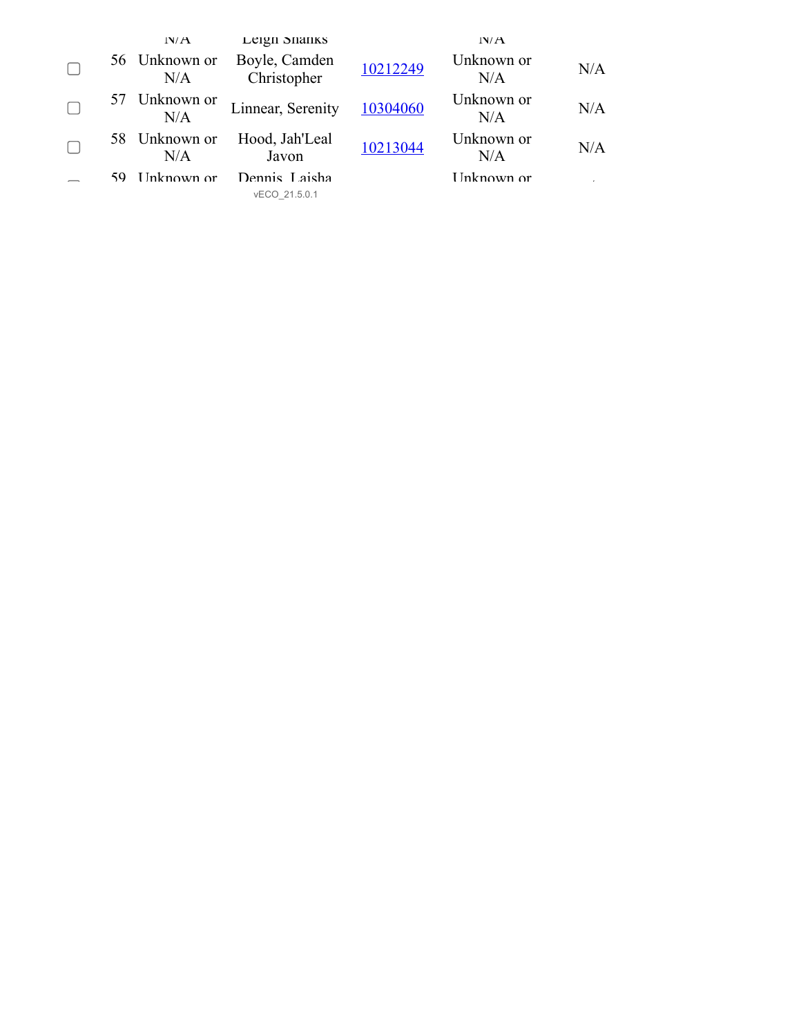| | | | | | |
|---|---|---|---|---|---|
| | | N/A | Leigh Shanks | | N/A | |
| ☐ | 56 | Unknown or N/A | Boyle, Camden Christopher | 10212249 | Unknown or N/A | N/A |
| ☐ | 57 | Unknown or N/A | Linnear, Serenity | 10304060 | Unknown or N/A | N/A |
| ☐ | 58 | Unknown or N/A | Hood, Jah'Leal Javon | 10213044 | Unknown or N/A | N/A |
| ☐ | 59 | Unknown or | Dennis, Laisha | | Unknown or | |

vECO_21.5.0.1